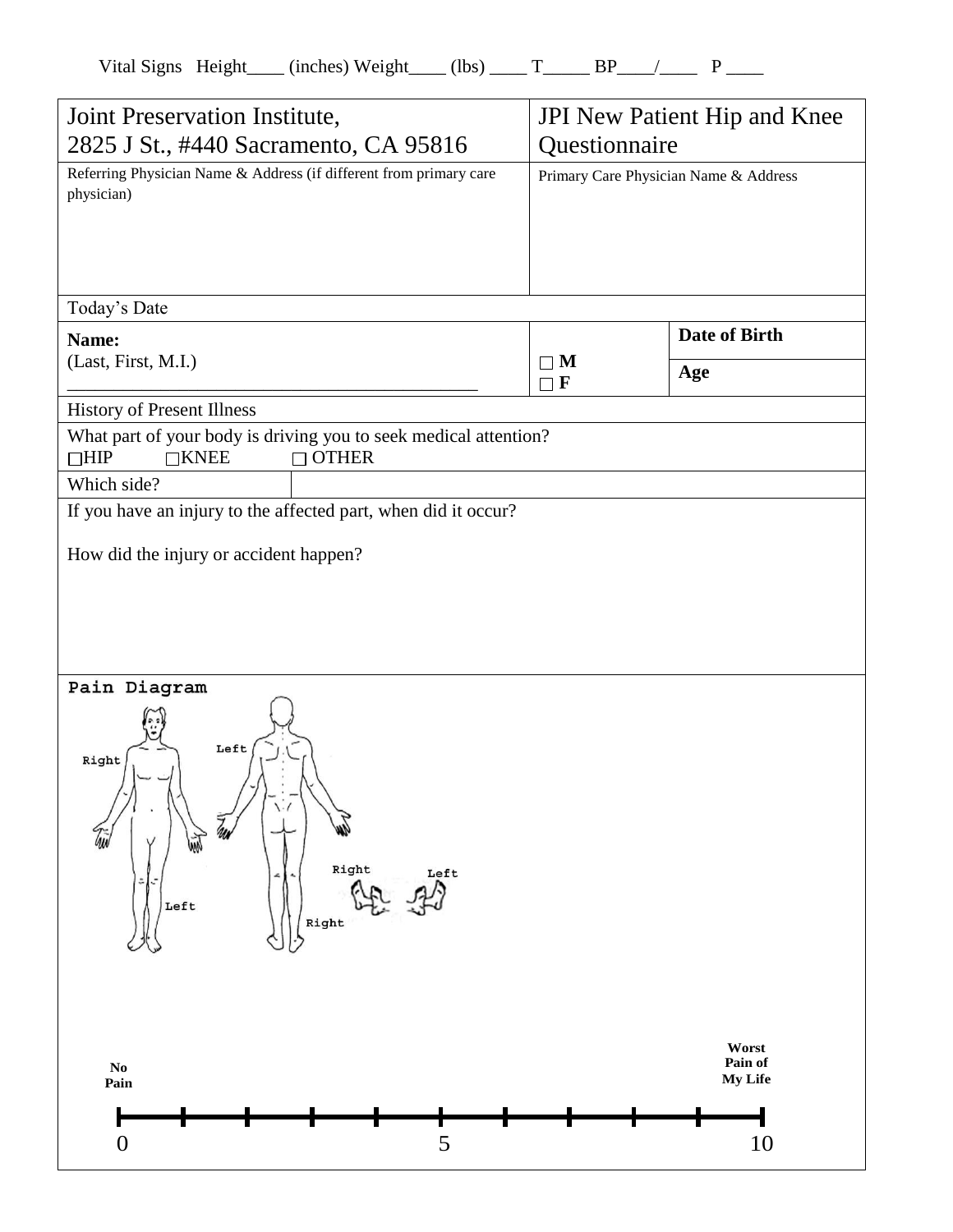Vital Signs Height____ (inches) Weight____ (lbs) ____ T_____ BP____/____ P ____

| Joint Preservation Institute, 2825 J St., #440 Sacramento, CA 95816 | | JPI New Patient Hip and Knee Questionnaire |
|---|---|---|
| Referring Physician Name & Address (if different from primary care physician) | | Primary Care Physician Name & Address |
| Today's Date | | |
| **Name:** (Last, First, M.I.) ___________________________________________ | □ **M** □ **F** | **Date of Birth** |
| | | **Age** |

History of Present Illness

What part of your body is driving you to seek medical attention?

□HIP □KNEE □ OTHER

Which side?

If you have an injury to the affected part, when did it occur?

How did the injury or accident happen?

**Pain Diagram**

Right Left Left Right Right Left

**No Pain** — **Worst Pain of My Life**

0 5 10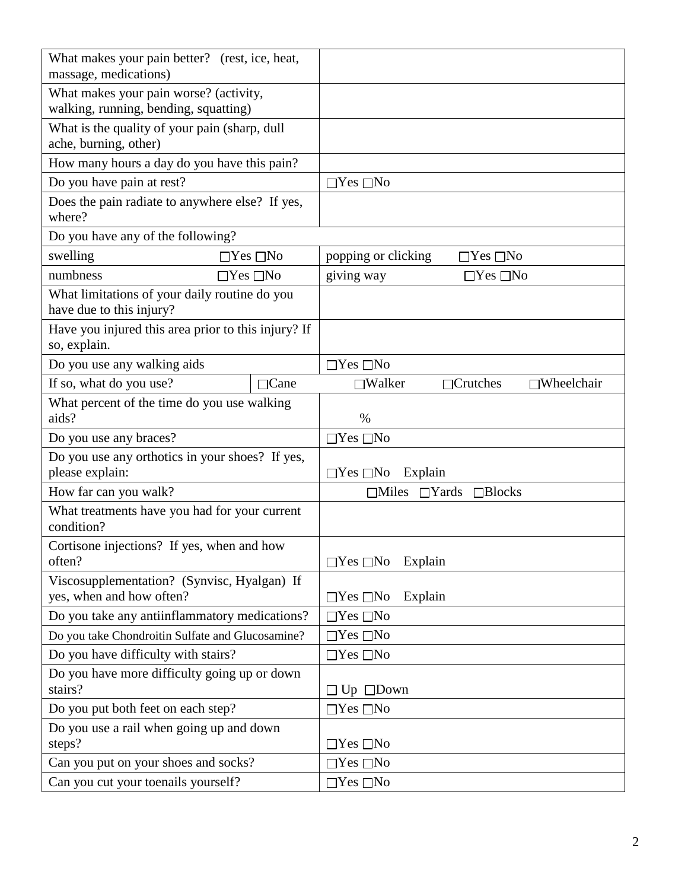| | |
|---|---|
| What makes your pain better? (rest, ice, heat, massage, medications) | |
| What makes your pain worse? (activity, walking, running, bending, squatting) | |
| What is the quality of your pain (sharp, dull ache, burning, other) | |
| How many hours a day do you have this pain? | |
| Do you have pain at rest? | ☐Yes ☐No |
| Does the pain radiate to anywhere else? If yes, where? | |
| Do you have any of the following? | |
| swelling ☐Yes ☐No | popping or clicking ☐Yes ☐No |
| numbness ☐Yes ☐No | giving way ☐Yes ☐No |
| What limitations of your daily routine do you have due to this injury? | |
| Have you injured this area prior to this injury? If so, explain. | |
| Do you use any walking aids | ☐Yes ☐No |
| If so, what do you use? ☐Cane | ☐Walker ☐Crutches ☐Wheelchair |
| What percent of the time do you use walking aids? | % |
| Do you use any braces? | ☐Yes ☐No |
| Do you use any orthotics in your shoes? If yes, please explain: | ☐Yes ☐No Explain |
| How far can you walk? | ☐Miles ☐Yards ☐Blocks |
| What treatments have you had for your current condition? | |
| Cortisone injections? If yes, when and how often? | ☐Yes ☐No Explain |
| Viscosupplementation? (Synvisc, Hyalgan) If yes, when and how often? | ☐Yes ☐No Explain |
| Do you take any antiinflammatory medications? | ☐Yes ☐No |
| Do you take Chondroitin Sulfate and Glucosamine? | ☐Yes ☐No |
| Do you have difficulty with stairs? | ☐Yes ☐No |
| Do you have more difficulty going up or down stairs? | ☐ Up ☐Down |
| Do you put both feet on each step? | ☐Yes ☐No |
| Do you use a rail when going up and down steps? | ☐Yes ☐No |
| Can you put on your shoes and socks? | ☐Yes ☐No |
| Can you cut your toenails yourself? | ☐Yes ☐No |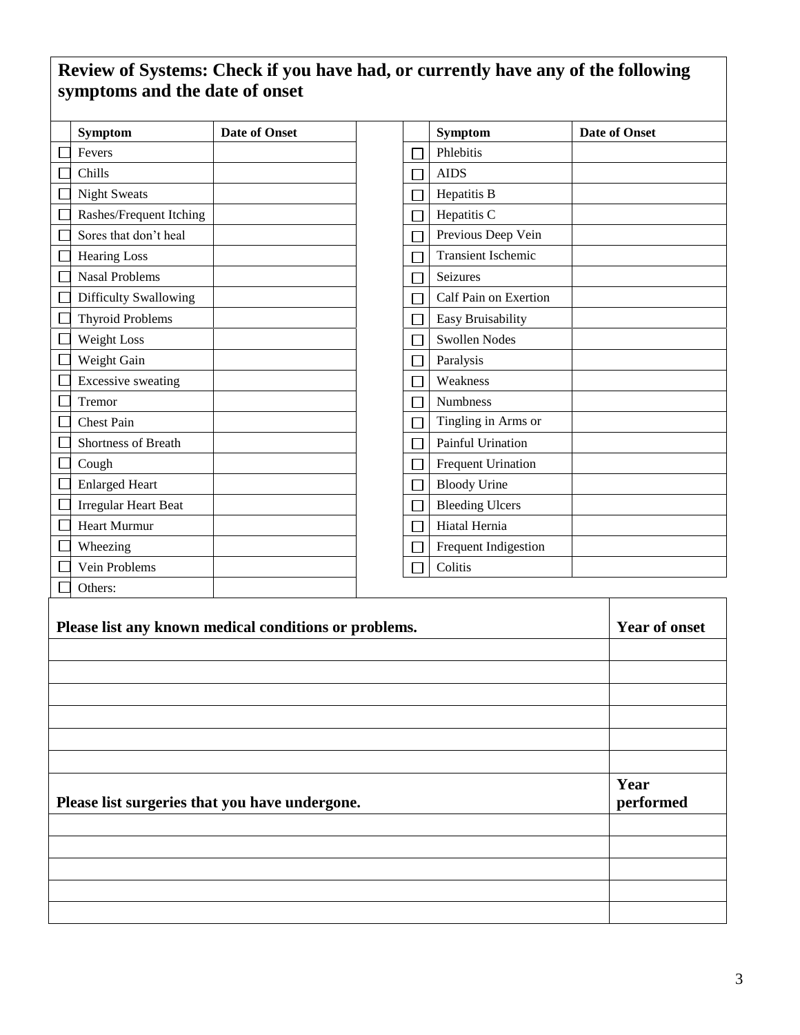## Review of Systems: Check if you have had, or currently have any of the following symptoms and the date of onset

| | Symptom | Date of Onset | | | Symptom | Date of Onset |
|---|---|---|---|---|---|---|
| ☐ | Fevers | | | ☐ | Phlebitis | |
| ☐ | Chills | | | ☐ | AIDS | |
| ☐ | Night Sweats | | | ☐ | Hepatitis B | |
| ☐ | Rashes/Frequent Itching | | | ☐ | Hepatitis C | |
| ☐ | Sores that don't heal | | | ☐ | Previous Deep Vein | |
| ☐ | Hearing Loss | | | ☐ | Transient Ischemic | |
| ☐ | Nasal Problems | | | ☐ | Seizures | |
| ☐ | Difficulty Swallowing | | | ☐ | Calf Pain on Exertion | |
| ☐ | Thyroid Problems | | | ☐ | Easy Bruisability | |
| ☐ | Weight Loss | | | ☐ | Swollen Nodes | |
| ☐ | Weight Gain | | | ☐ | Paralysis | |
| ☐ | Excessive sweating | | | ☐ | Weakness | |
| ☐ | Tremor | | | ☐ | Numbness | |
| ☐ | Chest Pain | | | ☐ | Tingling in Arms or | |
| ☐ | Shortness of Breath | | | ☐ | Painful Urination | |
| ☐ | Cough | | | ☐ | Frequent Urination | |
| ☐ | Enlarged Heart | | | ☐ | Bloody Urine | |
| ☐ | Irregular Heart Beat | | | ☐ | Bleeding Ulcers | |
| ☐ | Heart Murmur | | | ☐ | Hiatal Hernia | |
| ☐ | Wheezing | | | ☐ | Frequent Indigestion | |
| ☐ | Vein Problems | | | ☐ | Colitis | |
| ☐ | Others: | | | | | |

| Please list any known medical conditions or problems. | Year of onset |
|---|---|
| | |
| | |
| | |
| | |
| | |
| | |

| Please list surgeries that you have undergone. | Year performed |
|---|---|
| | |
| | |
| | |
| | |
| | |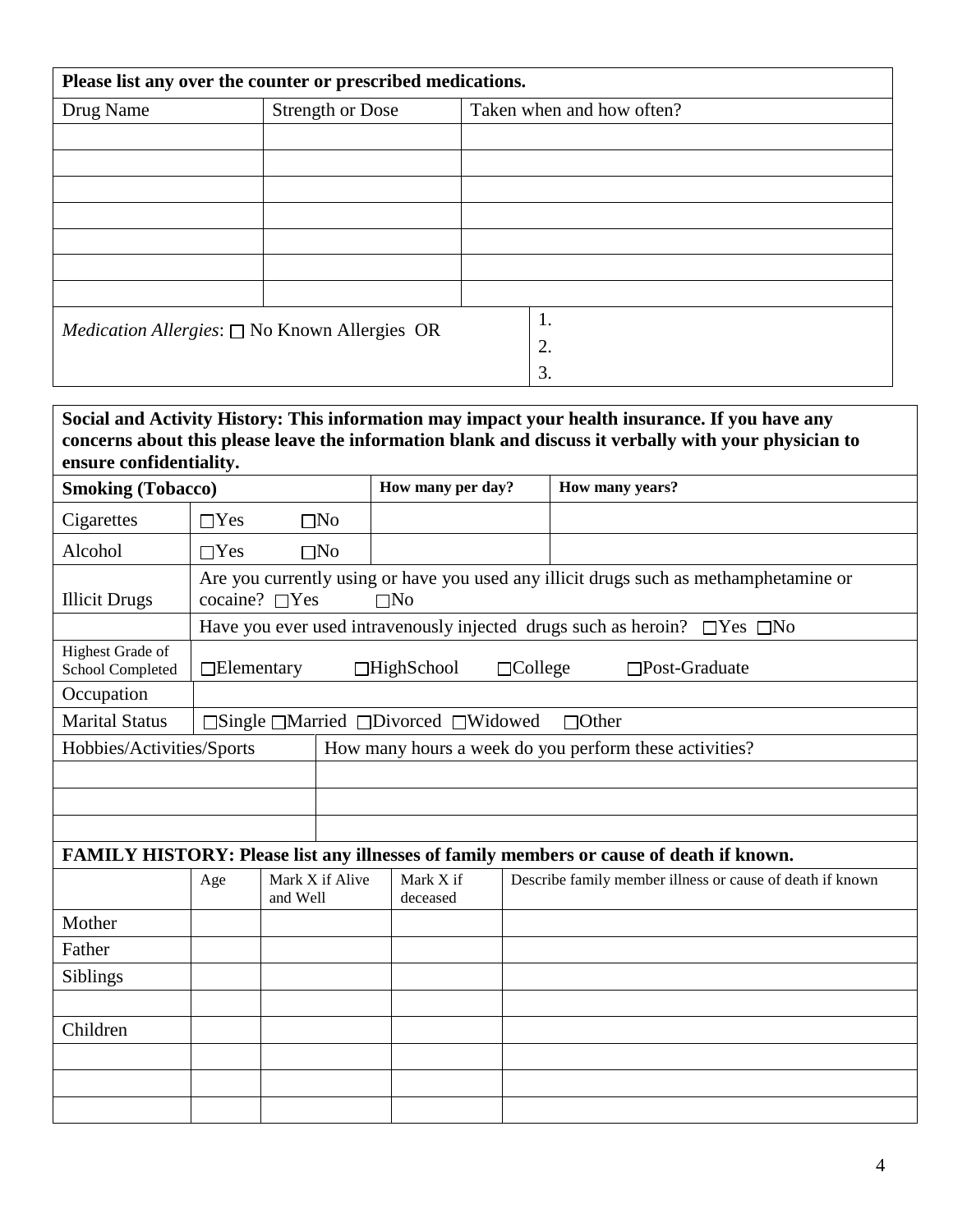| **Please list any over the counter or prescribed medications.** | | |
|---|---|---|
| Drug Name | Strength or Dose | Taken when and how often? |
| | | |
| | | |
| | | |
| | | |
| | | |
| | | |
| | | |

| | |
|---|---|
| *Medication Allergies*: ☐ No Known Allergies OR | 1.<br>2.<br>3. |

**Social and Activity History: This information may impact your health insurance. If you have any concerns about this please leave the information blank and discuss it verbally with your physician to ensure confidentiality.**

| **Smoking (Tobacco)** | | **How many per day?** | **How many years?** |
|---|---|---|---|
| Cigarettes | ☐Yes ☐No | | |
| Alcohol | ☐Yes ☐No | | |
| Illicit Drugs | Are you currently using or have you used any illicit drugs such as methamphetamine or cocaine? ☐Yes ☐No | | |
| | Have you ever used intravenously injected drugs such as heroin? ☐Yes ☐No | | |
| Highest Grade of School Completed | ☐Elementary ☐HighSchool ☐College ☐Post-Graduate | | |
| Occupation | | | |
| Marital Status | ☐Single ☐Married ☐Divorced ☐Widowed ☐Other | | |

| Hobbies/Activities/Sports | How many hours a week do you perform these activities? |
|---|---|
| | |
| | |
| | |

**FAMILY HISTORY: Please list any illnesses of family members or cause of death if known.**

| | Age | Mark X if Alive and Well | Mark X if deceased | Describe family member illness or cause of death if known |
|---|---|---|---|---|
| Mother | | | | |
| Father | | | | |
| Siblings | | | | |
| | | | | |
| Children | | | | |
| | | | | |
| | | | | |
| | | | | |